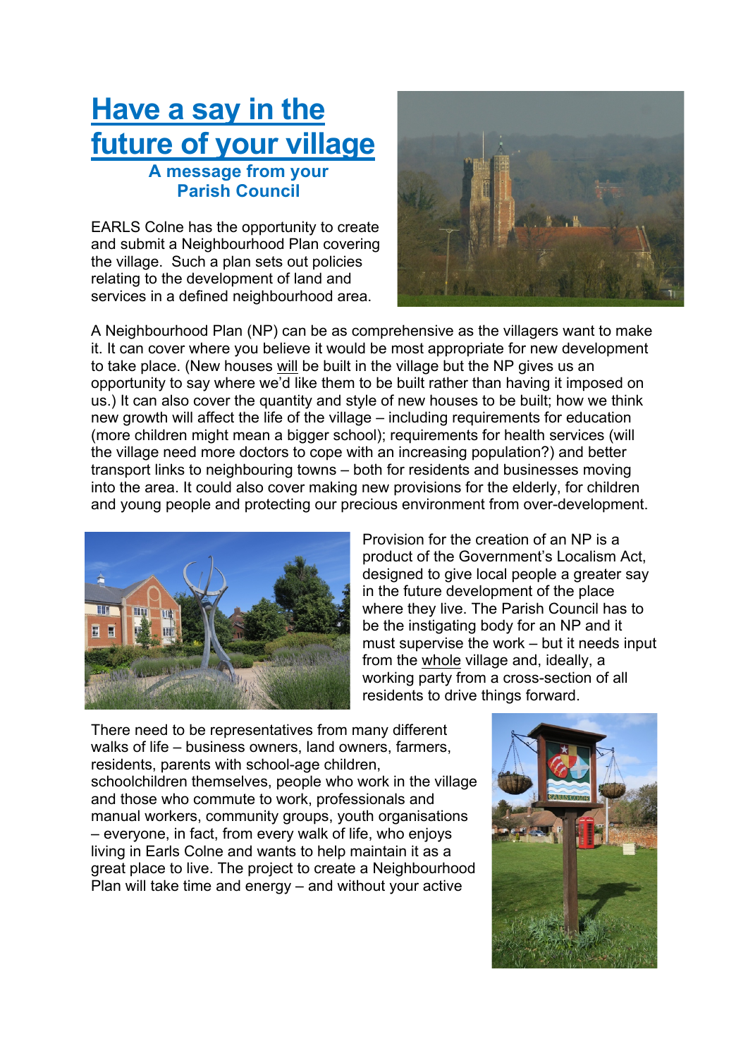# Have a say in the future of your village

**A message from your Parish Council**

EARLS Colne has the opportunity to create and submit a Neighbourhood Plan covering the village. Such a plan sets out policies relating to the development of land and services in a defined neighbourhood area.

A Neighbourhood Plan (NP) can be as comprehensive as the villagers want to make it. It can cover where you believe it would be most appropriate for new development to take place. (New houses will be built in the village but the NP gives us an opportunity to say where we'd like them to be built rather than having it imposed on us.) It can also cover the quantity and style of new houses to be built; how we think new growth will affect the life of the village – including requirements for education (more children might mean a bigger school); requirements for health services (will the village need more doctors to cope with an increasing population?) and better transport links to neighbouring towns – both for residents and businesses moving into the area. It could also cover making new provisions for the elderly, for children and young people and protecting our precious environment from over-development.

Provision for the creation of an NP is a product of the Government's Localism Act, designed to give local people a greater say in the future development of the place where they live. The Parish Council has to be the instigating body for an NP and it must supervise the work – but it needs input from the whole village and, ideally, a working party from a cross-section of all residents to drive things forward.

There need to be representatives from many different walks of life – business owners, land owners, farmers, residents, parents with school-age children, schoolchildren themselves, people who work in the village and those who commute to work, professionals and manual workers, community groups, youth organisations – everyone, in fact, from every walk of life, who enjoys living in Earls Colne and wants to help maintain it as a great place to live. The project to create a Neighbourhood Plan will take time and energy – and without your active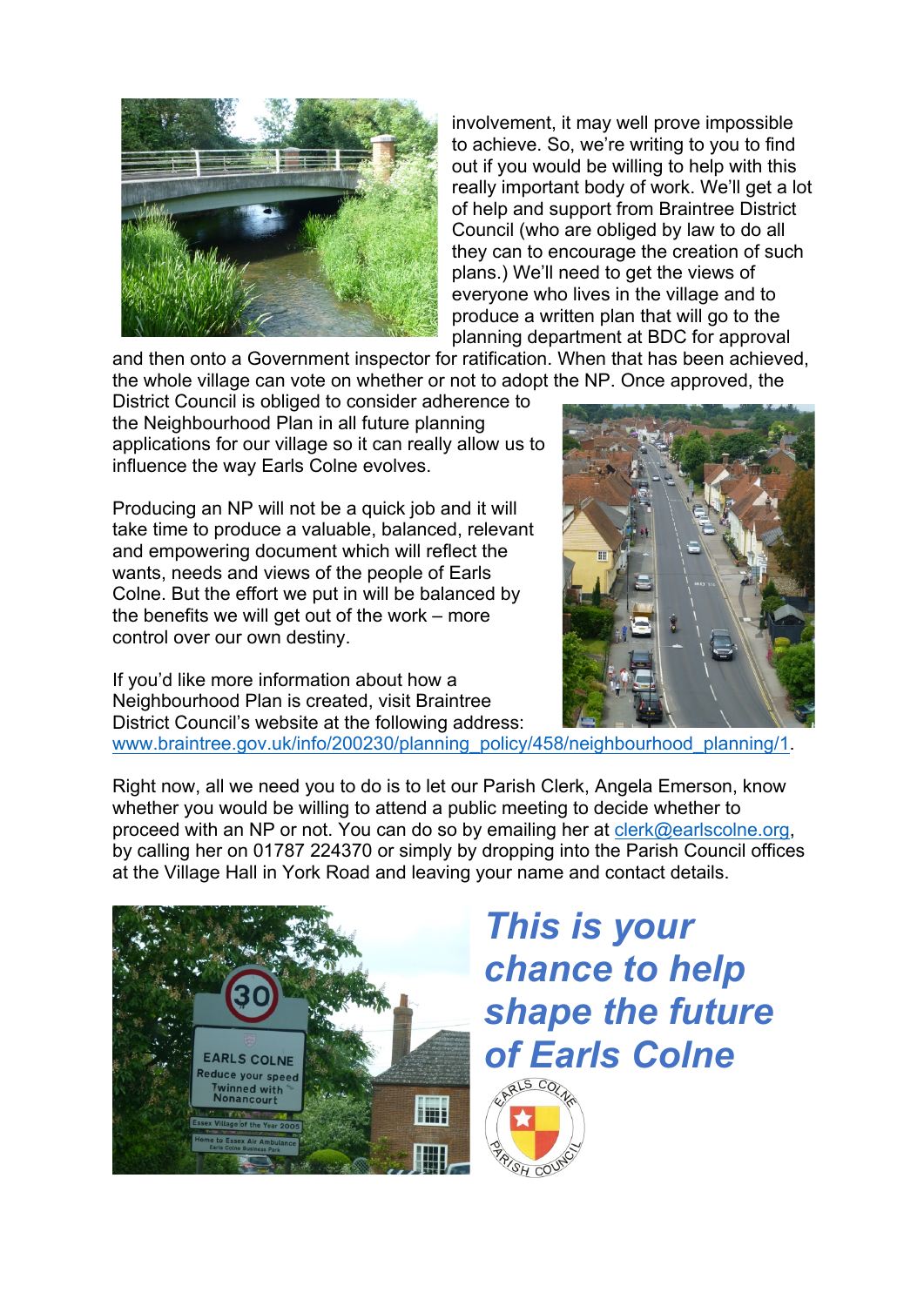involvement, it may well prove impossible to achieve. So, we're writing to you to find out if you would be willing to help with this really important body of work. We'll get a lot of help and support from Braintree District Council (who are obliged by law to do all they can to encourage the creation of such plans.) We'll need to get the views of everyone who lives in the village and to produce a written plan that will go to the planning department at BDC for approval and then onto a Government inspector for ratification. When that has been achieved, the whole village can vote on whether or not to adopt the NP. Once approved, the District Council is obliged to consider adherence to the Neighbourhood Plan in all future planning applications for our village so it can really allow us to influence the way Earls Colne evolves.

Producing an NP will not be a quick job and it will take time to produce a valuable, balanced, relevant and empowering document which will reflect the wants, needs and views of the people of Earls Colne. But the effort we put in will be balanced by the benefits we will get out of the work – more control over our own destiny.

If you'd like more information about how a Neighbourhood Plan is created, visit Braintree District Council's website at the following address: www.braintree.gov.uk/info/200230/planning_policy/458/neighbourhood_planning/1.

Right now, all we need you to do is to let our Parish Clerk, Angela Emerson, know whether you would be willing to attend a public meeting to decide whether to proceed with an NP or not. You can do so by emailing her at clerk@earlscolne.org, by calling her on 01787 224370 or simply by dropping into the Parish Council offices at the Village Hall in York Road and leaving your name and contact details.

***This is your chance to help shape the future of Earls Colne***

EARLS COLNE PARISH COUNCIL